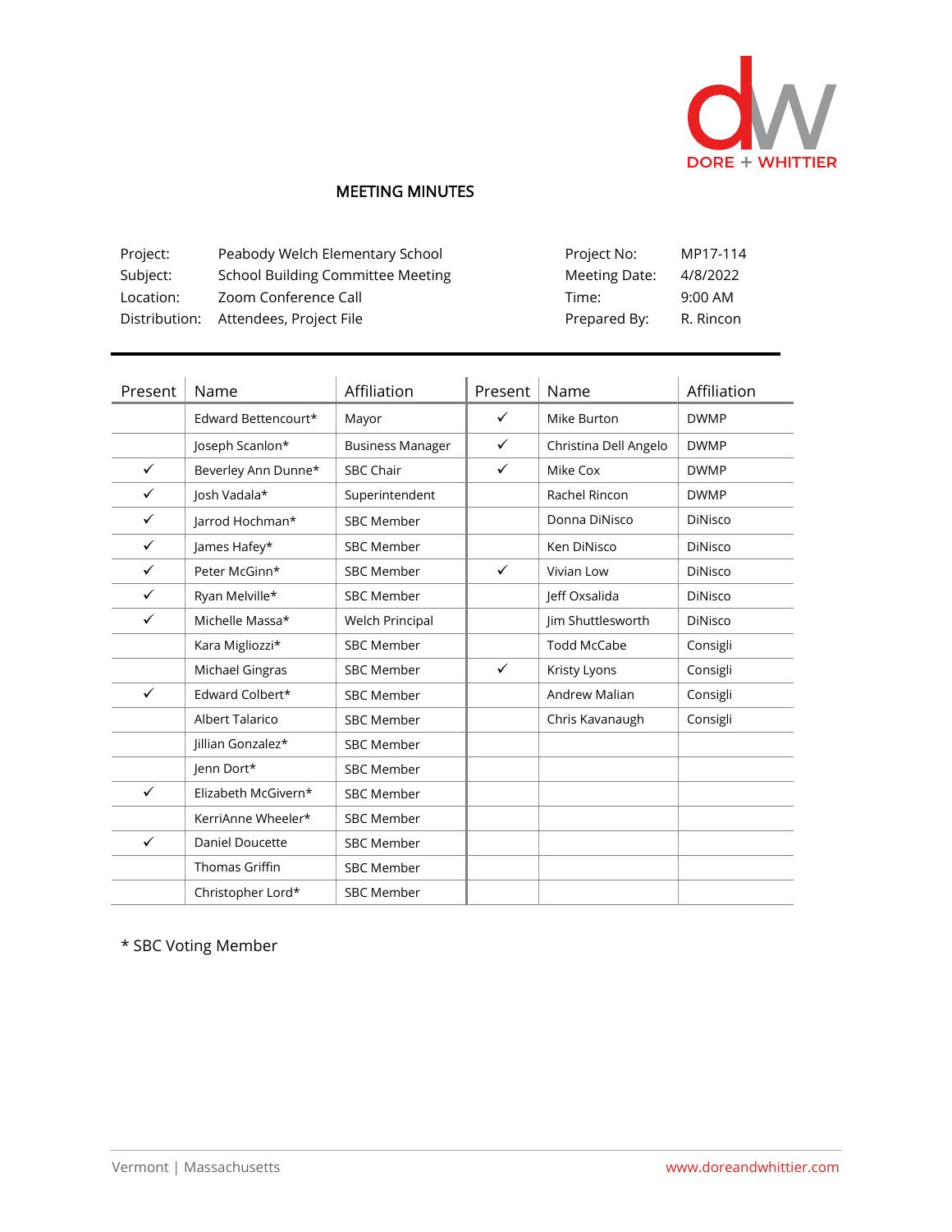DORE + WHITTIER

# MEETING MINUTES

| | | | |
|---|---|---|---|
| Project: | Peabody Welch Elementary School | Project No: | MP17-114 |
| Subject: | School Building Committee Meeting | Meeting Date: | 4/8/2022 |
| Location: | Zoom Conference Call | Time: | 9:00 AM |
| Distribution: | Attendees, Project File | Prepared By: | R. Rincon |

| Present | Name | Affiliation | Present | Name | Affiliation |
|---|---|---|---|---|---|
| | Edward Bettencourt* | Mayor | ✓ | Mike Burton | DWMP |
| | Joseph Scanlon* | Business Manager | ✓ | Christina Dell Angelo | DWMP |
| ✓ | Beverley Ann Dunne* | SBC Chair | ✓ | Mike Cox | DWMP |
| ✓ | Josh Vadala* | Superintendent | | Rachel Rincon | DWMP |
| ✓ | Jarrod Hochman* | SBC Member | | Donna DiNisco | DiNisco |
| ✓ | James Hafey* | SBC Member | | Ken DiNisco | DiNisco |
| ✓ | Peter McGinn* | SBC Member | ✓ | Vivian Low | DiNisco |
| ✓ | Ryan Melville* | SBC Member | | Jeff Oxsalida | DiNisco |
| ✓ | Michelle Massa* | Welch Principal | | Jim Shuttlesworth | DiNisco |
| | Kara Migliozzi* | SBC Member | | Todd McCabe | Consigli |
| | Michael Gingras | SBC Member | ✓ | Kristy Lyons | Consigli |
| ✓ | Edward Colbert* | SBC Member | | Andrew Malian | Consigli |
| | Albert Talarico | SBC Member | | Chris Kavanaugh | Consigli |
| | Jillian Gonzalez* | SBC Member | | | |
| | Jenn Dort* | SBC Member | | | |
| ✓ | Elizabeth McGivern* | SBC Member | | | |
| | KerriAnne Wheeler* | SBC Member | | | |
| ✓ | Daniel Doucette | SBC Member | | | |
| | Thomas Griffin | SBC Member | | | |
| | Christopher Lord* | SBC Member | | | |

* SBC Voting Member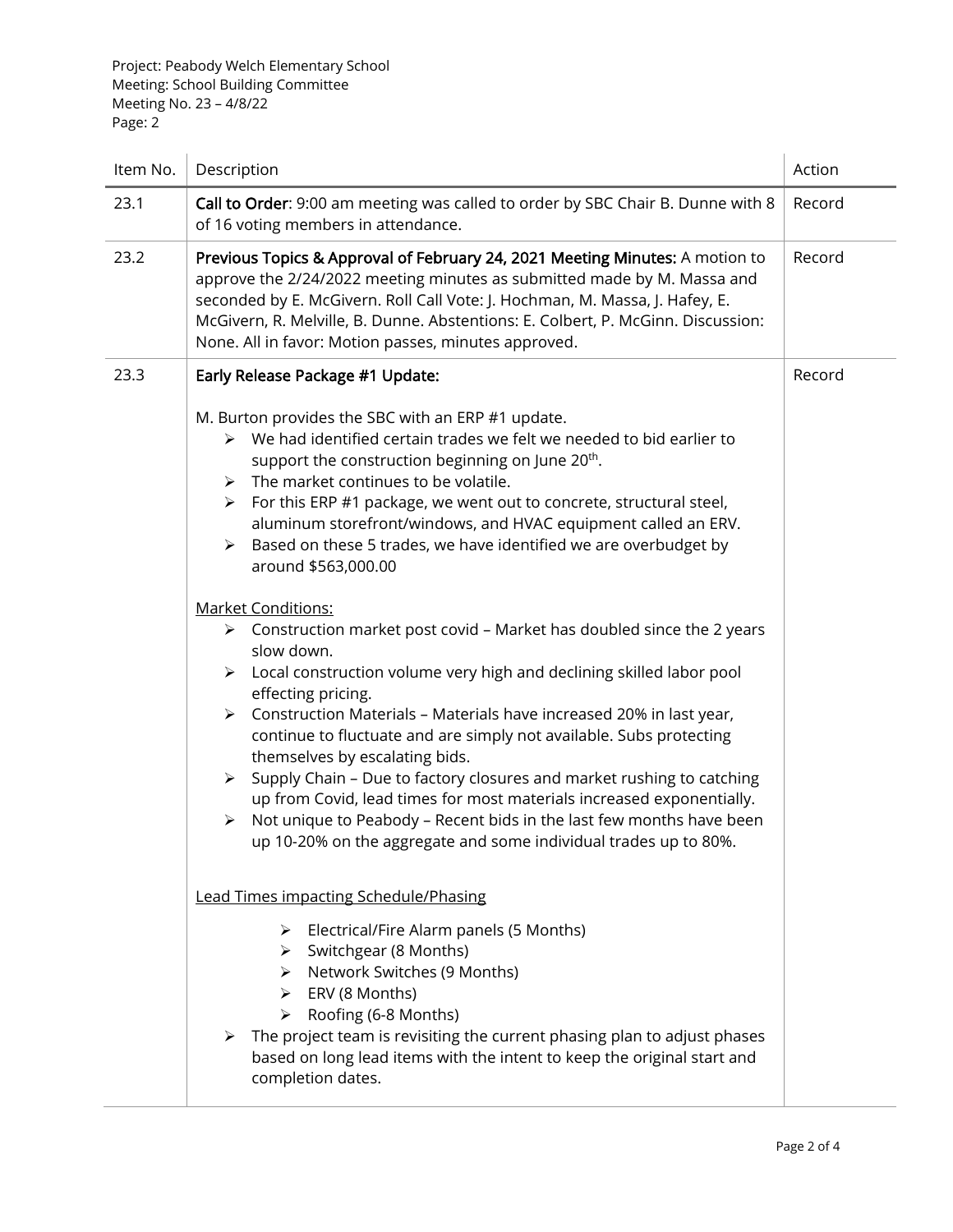Project: Peabody Welch Elementary School
Meeting: School Building Committee
Meeting No. 23 – 4/8/22
Page: 2

| Item No. | Description | Action |
|---|---|---|
| 23.1 | **Call to Order**: 9:00 am meeting was called to order by SBC Chair B. Dunne with 8 of 16 voting members in attendance. | Record |
| 23.2 | **Previous Topics & Approval of February 24, 2021 Meeting Minutes:** A motion to approve the 2/24/2022 meeting minutes as submitted made by M. Massa and seconded by E. McGivern. Roll Call Vote: J. Hochman, M. Massa, J. Hafey, E. McGivern, R. Melville, B. Dunne. Abstentions: E. Colbert, P. McGinn. Discussion: None. All in favor: Motion passes, minutes approved. | Record |
| 23.3 | <u>**Early Release Package #1 Update:**</u><br><br>M. Burton provides the SBC with an ERP #1 update.<br>➢ We had identified certain trades we felt we needed to bid earlier to support the construction beginning on June 20th.<br>➢ The market continues to be volatile.<br>➢ For this ERP #1 package, we went out to concrete, structural steel, aluminum storefront/windows, and HVAC equipment called an ERV.<br>➢ Based on these 5 trades, we have identified we are overbudget by around $563,000.00<br><br><u>Market Conditions:</u><br>➢ Construction market post covid – Market has doubled since the 2 years slow down.<br>➢ Local construction volume very high and declining skilled labor pool effecting pricing.<br>➢ Construction Materials – Materials have increased 20% in last year, continue to fluctuate and are simply not available. Subs protecting themselves by escalating bids.<br>➢ Supply Chain – Due to factory closures and market rushing to catching up from Covid, lead times for most materials increased exponentially.<br>➢ Not unique to Peabody – Recent bids in the last few months have been up 10-20% on the aggregate and some individual trades up to 80%.<br><br><u>Lead Times impacting Schedule/Phasing</u><br>➢ Electrical/Fire Alarm panels (5 Months)<br>➢ Switchgear (8 Months)<br>➢ Network Switches (9 Months)<br>➢ ERV (8 Months)<br>➢ Roofing (6-8 Months)<br>➢ The project team is revisiting the current phasing plan to adjust phases based on long lead items with the intent to keep the original start and completion dates. | Record |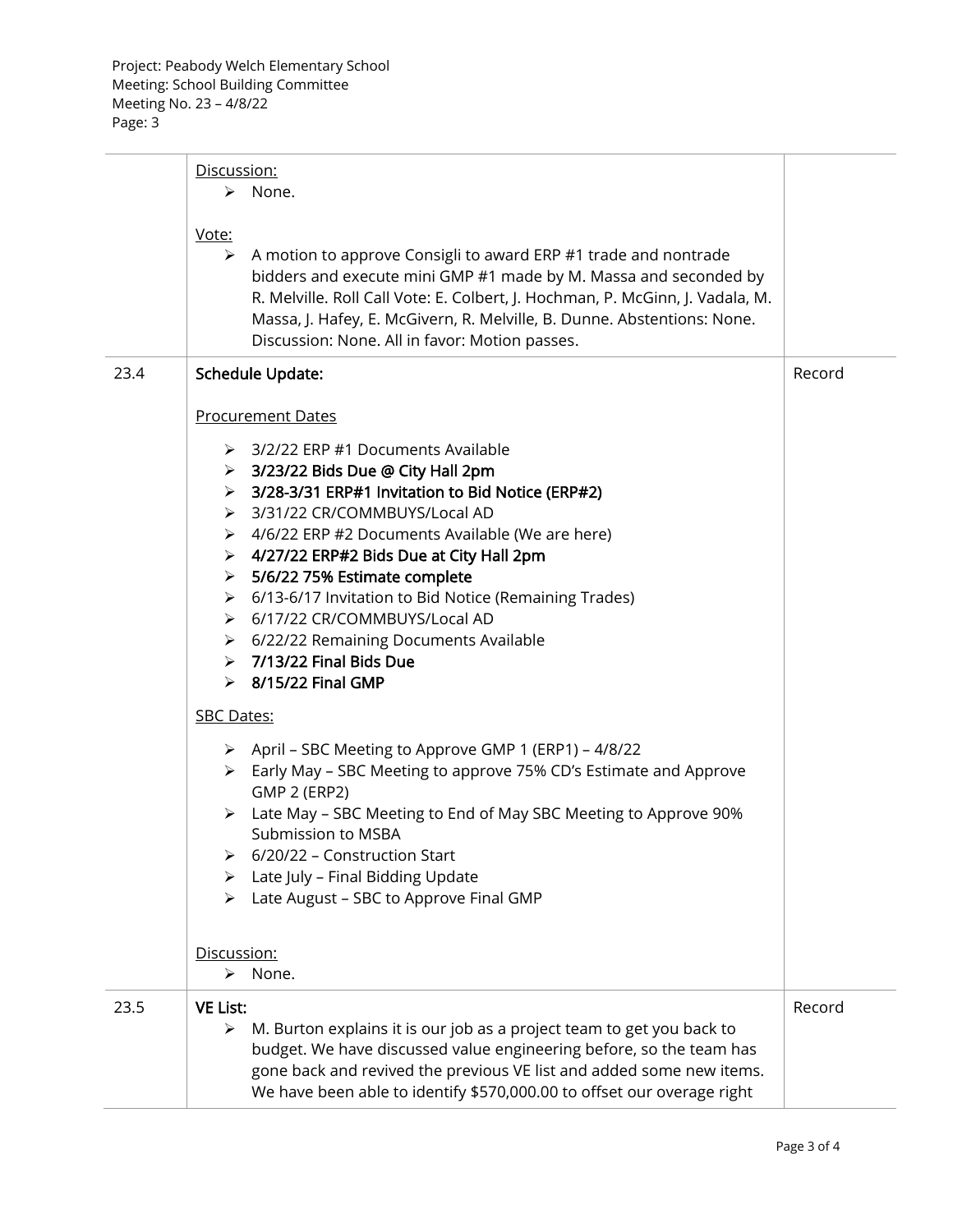| | | |
|---|---|---|
| | Discussion:<br>➢ None.<br><br>Vote:<br>➢ A motion to approve Consigli to award ERP #1 trade and nontrade bidders and execute mini GMP #1 made by M. Massa and seconded by R. Melville. Roll Call Vote: E. Colbert, J. Hochman, P. McGinn, J. Vadala, M. Massa, J. Hafey, E. McGivern, R. Melville, B. Dunne. Abstentions: None. Discussion: None. All in favor: Motion passes. | |
| 23.4 | **Schedule Update:**<br><br>Procurement Dates<br><br>➢ 3/2/22 ERP #1 Documents Available<br>➢ **3/23/22 Bids Due @ City Hall 2pm**<br>➢ **3/28-3/31 ERP#1 Invitation to Bid Notice (ERP#2)**<br>➢ 3/31/22 CR/COMMBUYS/Local AD<br>➢ 4/6/22 ERP #2 Documents Available (We are here)<br>➢ **4/27/22 ERP#2 Bids Due at City Hall 2pm**<br>➢ **5/6/22 75% Estimate complete**<br>➢ 6/13-6/17 Invitation to Bid Notice (Remaining Trades)<br>➢ 6/17/22 CR/COMMBUYS/Local AD<br>➢ 6/22/22 Remaining Documents Available<br>➢ **7/13/22 Final Bids Due**<br>➢ **8/15/22 Final GMP**<br><br>SBC Dates:<br><br>➢ April – SBC Meeting to Approve GMP 1 (ERP1) – 4/8/22<br>➢ Early May – SBC Meeting to approve 75% CD's Estimate and Approve GMP 2 (ERP2)<br>➢ Late May – SBC Meeting to End of May SBC Meeting to Approve 90% Submission to MSBA<br>➢ 6/20/22 – Construction Start<br>➢ Late July – Final Bidding Update<br>➢ Late August – SBC to Approve Final GMP<br><br>Discussion:<br>➢ None. | Record |
| 23.5 | **VE List:**<br>➢ M. Burton explains it is our job as a project team to get you back to budget. We have discussed value engineering before, so the team has gone back and revived the previous VE list and added some new items. We have been able to identify $570,000.00 to offset our overage right | Record |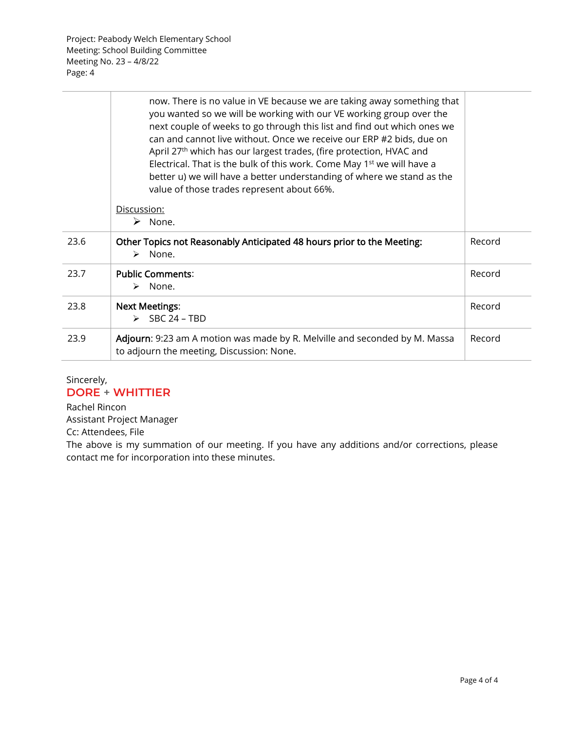| | | |
|---|---|---|
| | now. There is no value in VE because we are taking away something that you wanted so we will be working with our VE working group over the next couple of weeks to go through this list and find out which ones we can and cannot live without. Once we receive our ERP #2 bids, due on April 27th which has our largest trades, (fire protection, HVAC and Electrical. That is the bulk of this work. Come May 1st we will have a better u) we will have a better understanding of where we stand as the value of those trades represent about 66%.<br><br>Discussion:<br>➢ None. | |
| 23.6 | **Other Topics not Reasonably Anticipated 48 hours prior to the Meeting:**<br>➢ None. | Record |
| 23.7 | **Public Comments**:<br>➢ None. | Record |
| 23.8 | **Next Meetings**:<br>➢ SBC 24 – TBD | Record |
| 23.9 | **Adjourn**: 9:23 am A motion was made by R. Melville and seconded by M. Massa to adjourn the meeting, Discussion: None. | Record |

Sincerely,

**DORE + WHITTIER**

Rachel Rincon
Assistant Project Manager
Cc: Attendees, File

The above is my summation of our meeting. If you have any additions and/or corrections, please contact me for incorporation into these minutes.